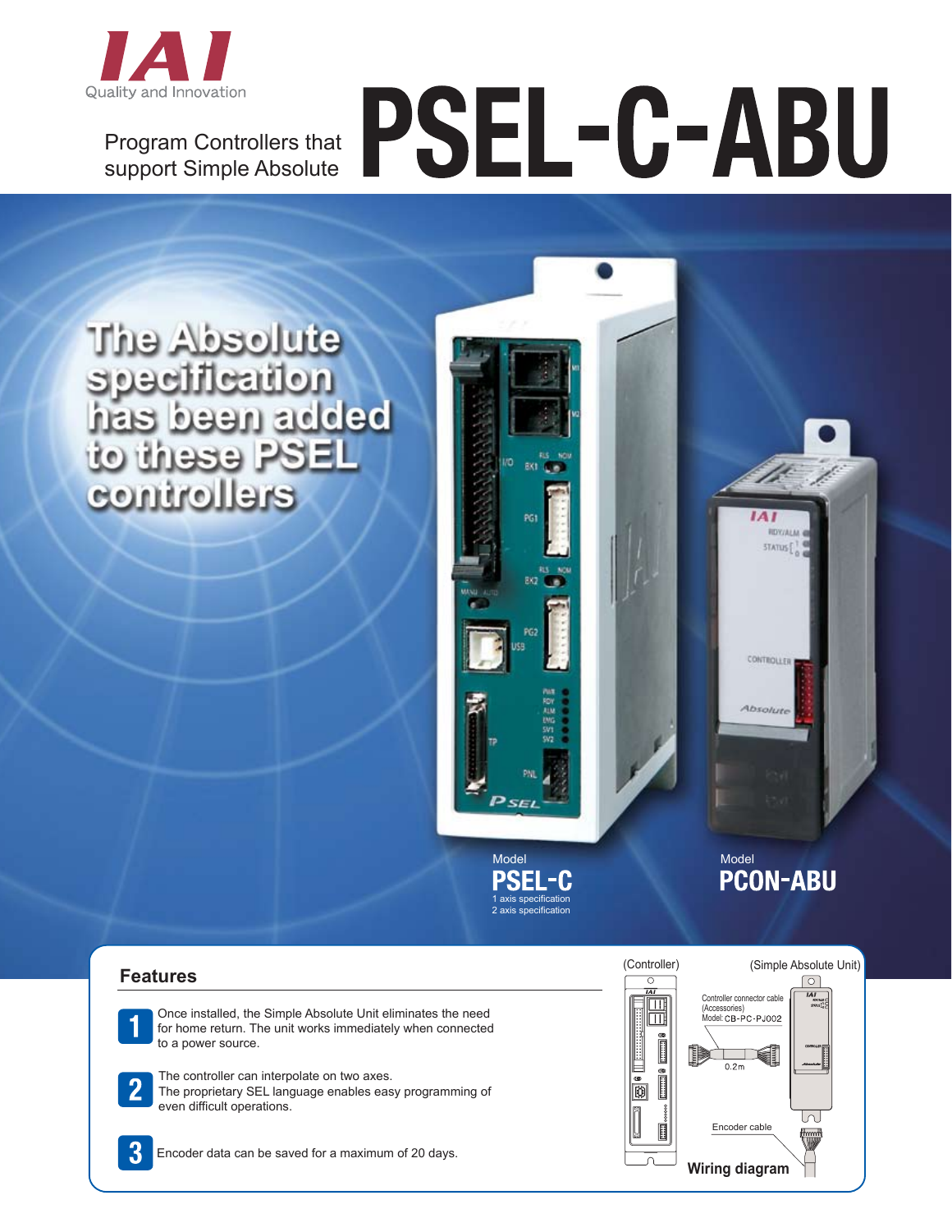IAI
Quality and Innovation

Program Controllers that support Simple Absolute

# PSEL-C-ABU

## The Absolute specification has been added to these PSEL controllers

Model
**PSEL-C**
1 axis specification
2 axis specification

Model
**PCON-ABU**

## Features

**1** Once installed, the Simple Absolute Unit eliminates the need for home return. The unit works immediately when connected to a power source.

**2** The controller can interpolate on two axes.
The proprietary SEL language enables easy programming of even difficult operations.

**3** Encoder data can be saved for a maximum of 20 days.

(Controller)

(Simple Absolute Unit)

Controller connector cable
(Accessories)
Model: CB-PC-PJ002

0.2m

Encoder cable

**Wiring diagram**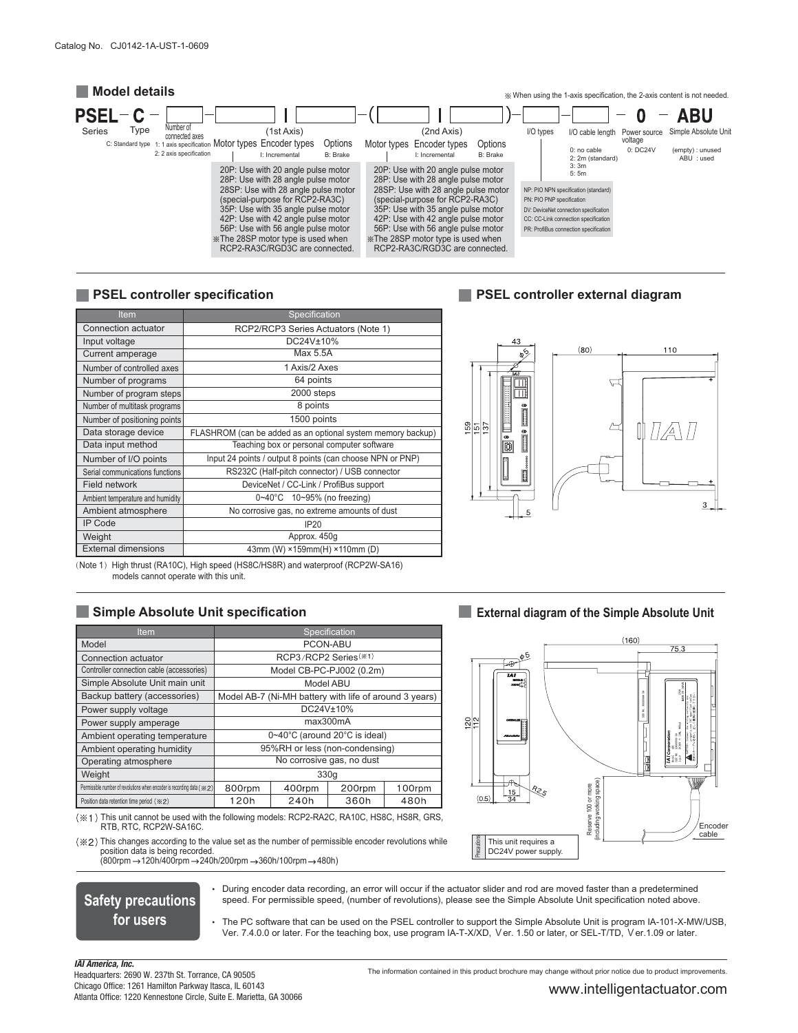Catalog No. CJ0142-1A-UST-1-0609

## Model details

※ When using the 1-axis specification, the 2-axis content is not needed.

PSEL – C – [Number of connected axes] – [Motor types | Encoder types | Options] (1st Axis) – ([Motor types | Encoder types | Options] (2nd Axis)) – [I/O types] – [I/O cable length] – 0 – ABU

- Series: PSEL
- Type: C: Standard type
- Number of connected axes: 1: 1 axis specification, 2: 2 axis specification
- 1st Axis
  - Motor types:
    - 20P: Use with 20 angle pulse motor
    - 28P: Use with 28 angle pulse motor
    - 28SP: Use with 28 angle pulse motor (special-purpose for RCP2-RA3C)
    - 35P: Use with 35 angle pulse motor
    - 42P: Use with 42 angle pulse motor
    - 56P: Use with 56 angle pulse motor
    - ※The 28SP motor type is used when RCP2-RA3C/RGD3C are connected.
  - Encoder types: I: Incremental
  - Options: B: Brake
- 2nd Axis
  - Motor types:
    - 20P: Use with 20 angle pulse motor
    - 28P: Use with 28 angle pulse motor
    - 28SP: Use with 28 angle pulse motor (special-purpose for RCP2-RA3C)
    - 35P: Use with 35 angle pulse motor
    - 42P: Use with 42 angle pulse motor
    - 56P: Use with 56 angle pulse motor
    - ※The 28SP motor type is used when RCP2-RA3C/RGD3C are connected.
  - Encoder types: I: Incremental
  - Options: B: Brake
- I/O types:
  - NP: PIO NPN specification (standard)
  - PN: PIO PNP specification
  - DV: DeviceNet connection specification
  - CC: CC-Link connection specification
  - PR: ProfiBus connection specification
- I/O cable length: 0: no cable, 2: 2m (standard), 3: 3m, 5: 5m
- Power source voltage: 0: DC24V
- Simple Absolute Unit: (empty) : unused, ABU : used

## PSEL controller specification

| Item | Specification |
|---|---|
| Connection actuator | RCP2/RCP3 Series Actuators (Note 1) |
| Input voltage | DC24V±10% |
| Current amperage | Max 5.5A |
| Number of controlled axes | 1 Axis/2 Axes |
| Number of programs | 64 points |
| Number of program steps | 2000 steps |
| Number of multitask programs | 8 points |
| Number of positioning points | 1500 points |
| Data storage device | FLASHROM (can be added as an optional system memory backup) |
| Data input method | Teaching box or personal computer software |
| Number of I/O points | Input 24 points / output 8 points (can choose NPN or PNP) |
| Serial communications functions | RS232C (Half-pitch connector) / USB connector |
| Field network | DeviceNet / CC-Link / ProfiBus support |
| Ambient temperature and humidity | 0~40°C 10~95% (no freezing) |
| Ambient atmosphere | No corrosive gas, no extreme amounts of dust |
| IP Code | IP20 |
| Weight | Approx. 450g |
| External dimensions | 43mm (W) ×159mm(H) ×110mm (D) |

(Note 1) High thrust (RA10C), High speed (HS8C/HS8R) and waterproof (RCP2W-SA16) models cannot operate with this unit.

## PSEL controller external diagram

43
φ5
159
151
137
5
(80)
110
3
IAI

## Simple Absolute Unit specification

| Item | Specification | | | |
|---|---|---|---|---|
| Model | PCON-ABU | | | |
| Connection actuator | RCP3/RCP2 Series (※1) | | | |
| Controller connection cable (accessories) | Model CB-PC-PJ002 (0.2m) | | | |
| Simple Absolute Unit main unit | Model ABU | | | |
| Backup battery (accessories) | Model AB-7 (Ni-MH battery with life of around 3 years) | | | |
| Power supply voltage | DC24V±10% | | | |
| Power supply amperage | max300mA | | | |
| Ambient operating temperature | 0~40°C (around 20°C is ideal) | | | |
| Ambient operating humidity | 95%RH or less (non-condensing) | | | |
| Operating atmosphere | No corrosive gas, no dust | | | |
| Weight | 330g | | | |
| Permissible number of revolutions when encoder is recording data (※2) | 800rpm | 400rpm | 200rpm | 100rpm |
| Position data retention time period (※2) | 120h | 240h | 360h | 480h |

(※1) This unit cannot be used with the following models: RCP2-RA2C, RA10C, HS8C, HS8R, GRS, RTB, RTC, RCP2W-SA16C.

(※2) This changes according to the value set as the number of permissible encoder revolutions while position data is being recorded.
(800rpm→120h/400rpm→240h/200rpm→360h/100rpm→480h)

## External diagram of the Simple Absolute Unit

(160)
75.3
φ5
120
112
15
34
(0.5)
R2.5
Reserve 100 or more (including working space)
Encoder cable

Precautions: This unit requires a DC24V power supply.

## Safety precautions for users

- During encoder data recording, an error will occur if the actuator slider and rod are moved faster than a predetermined speed. For permissible speed, (number of revolutions), please see the Simple Absolute Unit specification noted above.
- The PC software that can be used on the PSEL controller to support the Simple Absolute Unit is program IA-101-X-MW/USB, Ver. 7.4.0.0 or later. For the teaching box, use program IA-T-X/XD, Ver. 1.50 or later, or SEL-T/TD, Ver.1.09 or later.

*IAI America, Inc.*
Headquarters: 2690 W. 237th St. Torrance, CA 90505
Chicago Office: 1261 Hamilton Parkway Itasca, IL 60143
Atlanta Office: 1220 Kennestone Circle, Suite E. Marietta, GA 30066

The information contained in this product brochure may change without prior notice due to product improvements.

www.intelligentactuator.com